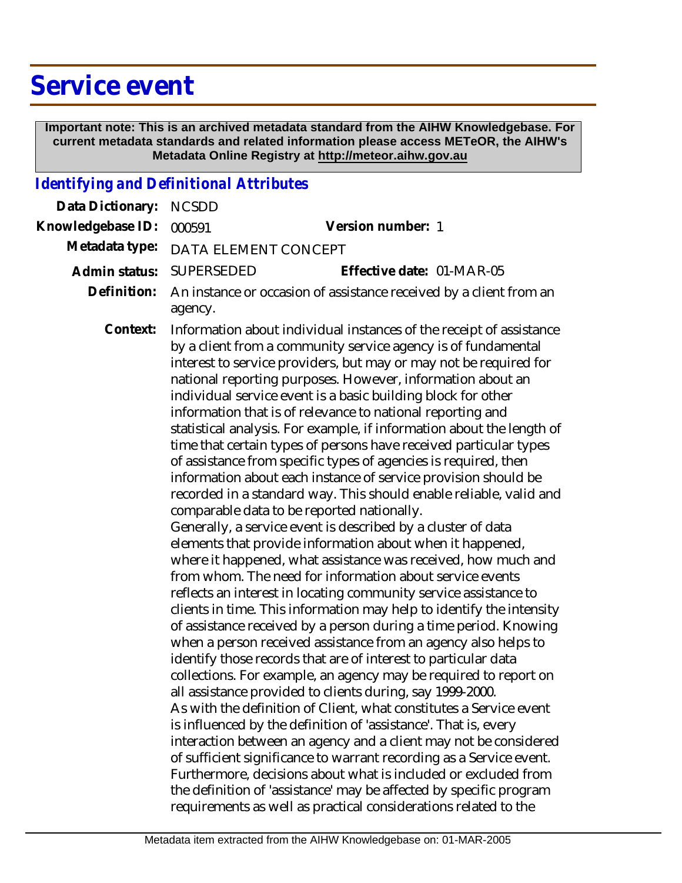# Service event

**Important note: This is an archived metadata standard from the AIHW Knowledgebase. For current metadata standards and related information please access METeOR, the AIHW's Metadata Online Registry at http://meteor.aihw.gov.au**

## *Identifying and Definitional Attributes*

**Data Dictionary:** NCSDD

**Knowledgebase ID:** 000591 **Version number:** 1

**Metadata type:** DATA ELEMENT CONCEPT

**Admin status:** SUPERSEDED **Effective date:** 01-MAR-05

**Definition:** An instance or occasion of assistance received by a client from an agency.

**Context:** Information about individual instances of the receipt of assistance by a client from a community service agency is of fundamental interest to service providers, but may or may not be required for national reporting purposes. However, information about an individual service event is a basic building block for other information that is of relevance to national reporting and statistical analysis. For example, if information about the length of time that certain types of persons have received particular types of assistance from specific types of agencies is required, then information about each instance of service provision should be recorded in a standard way. This should enable reliable, valid and comparable data to be reported nationally.

Generally, a service event is described by a cluster of data elements that provide information about when it happened, where it happened, what assistance was received, how much and from whom. The need for information about service events reflects an interest in locating community service assistance to clients in time. This information may help to identify the intensity of assistance received by a person during a time period. Knowing when a person received assistance from an agency also helps to identify those records that are of interest to particular data collections. For example, an agency may be required to report on all assistance provided to clients during, say 1999-2000.

As with the definition of Client, what constitutes a Service event is influenced by the definition of 'assistance'. That is, every interaction between an agency and a client may not be considered of sufficient significance to warrant recording as a Service event. Furthermore, decisions about what is included or excluded from the definition of 'assistance' may be affected by specific program requirements as well as practical considerations related to the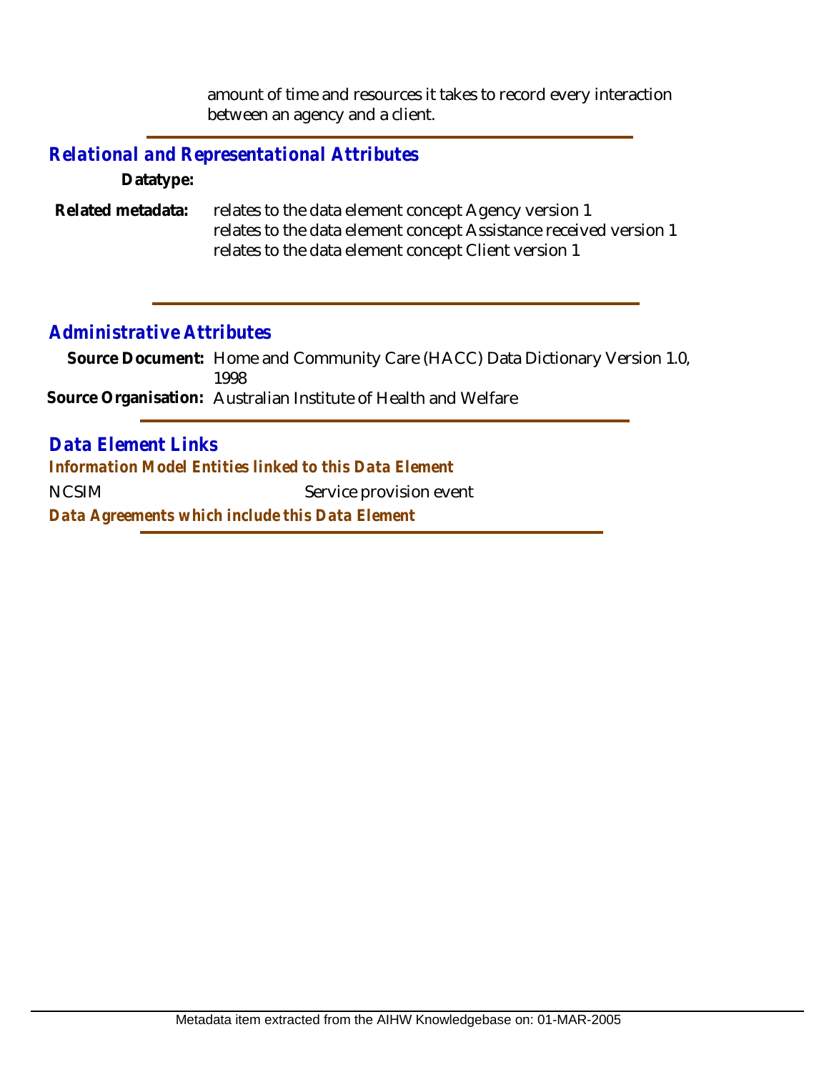amount of time and resources it takes to record every interaction between an agency and a client.

## Relational and Representational Attributes

**Datatype:**

**Related metadata:** relates to the data element concept Agency version 1
relates to the data element concept Assistance received version 1
relates to the data element concept Client version 1

## Administrative Attributes

**Source Document:** Home and Community Care (HACC) Data Dictionary Version 1.0, 1998

**Source Organisation:** Australian Institute of Health and Welfare

## Data Element Links

### Information Model Entities linked to this Data Element

| | |
|---|---|
| NCSIM | Service provision event |

### Data Agreements which include this Data Element